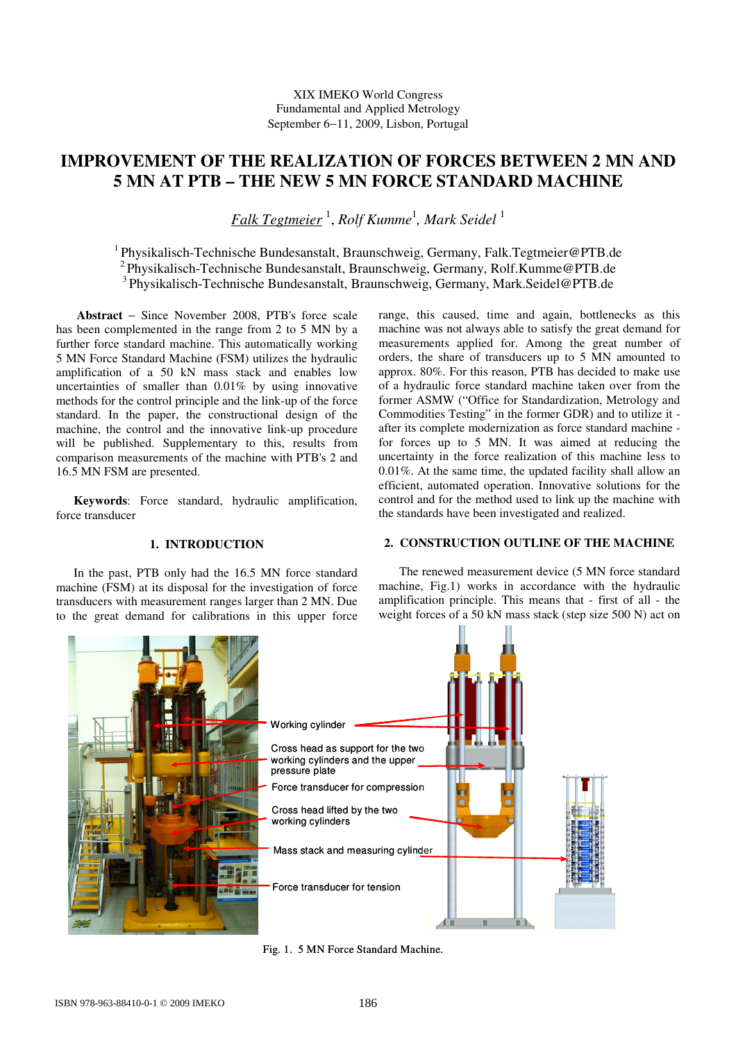XIX IMEKO World Congress
Fundamental and Applied Metrology
September 6−11, 2009, Lisbon, Portugal

# IMPROVEMENT OF THE REALIZATION OF FORCES BETWEEN 2 MN AND 5 MN AT PTB – THE NEW 5 MN FORCE STANDARD MACHINE

*Falk Tegtmeier* [1], *Rolf Kumme*[1], *Mark Seidel* [1]

[1] Physikalisch-Technische Bundesanstalt, Braunschweig, Germany, Falk.Tegtmeier@PTB.de
[2] Physikalisch-Technische Bundesanstalt, Braunschweig, Germany, Rolf.Kumme@PTB.de
[3] Physikalisch-Technische Bundesanstalt, Braunschweig, Germany, Mark.Seidel@PTB.de

**Abstract** – Since November 2008, PTB's force scale has been complemented in the range from 2 to 5 MN by a further force standard machine. This automatically working 5 MN Force Standard Machine (FSM) utilizes the hydraulic amplification of a 50 kN mass stack and enables low uncertainties of smaller than 0.01% by using innovative methods for the control principle and the link-up of the force standard. In the paper, the constructional design of the machine, the control and the innovative link-up procedure will be published. Supplementary to this, results from comparison measurements of the machine with PTB's 2 and 16.5 MN FSM are presented.

**Keywords**: Force standard, hydraulic amplification, force transducer

## 1. INTRODUCTION

In the past, PTB only had the 16.5 MN force standard machine (FSM) at its disposal for the investigation of force transducers with measurement ranges larger than 2 MN. Due to the great demand for calibrations in this upper force range, this caused, time and again, bottlenecks as this machine was not always able to satisfy the great demand for measurements applied for. Among the great number of orders, the share of transducers up to 5 MN amounted to approx. 80%. For this reason, PTB has decided to make use of a hydraulic force standard machine taken over from the former ASMW ("Office for Standardization, Metrology and Commodities Testing" in the former GDR) and to utilize it - after its complete modernization as force standard machine - for forces up to 5 MN. It was aimed at reducing the uncertainty in the force realization of this machine less to 0.01%. At the same time, the updated facility shall allow an efficient, automated operation. Innovative solutions for the control and for the method used to link up the machine with the standards have been investigated and realized.

## 2. CONSTRUCTION OUTLINE OF THE MACHINE

The renewed measurement device (5 MN force standard machine, Fig.1) works in accordance with the hydraulic amplification principle. This means that - first of all - the weight forces of a 50 kN mass stack (step size 500 N) act on

Working cylinder

Cross head as support for the two working cylinders and the upper pressure plate

Force transducer for compression

Cross head lifted by the two working cylinders

Mass stack and measuring cylinder

Force transducer for tension

Fig. 1. 5 MN Force Standard Machine.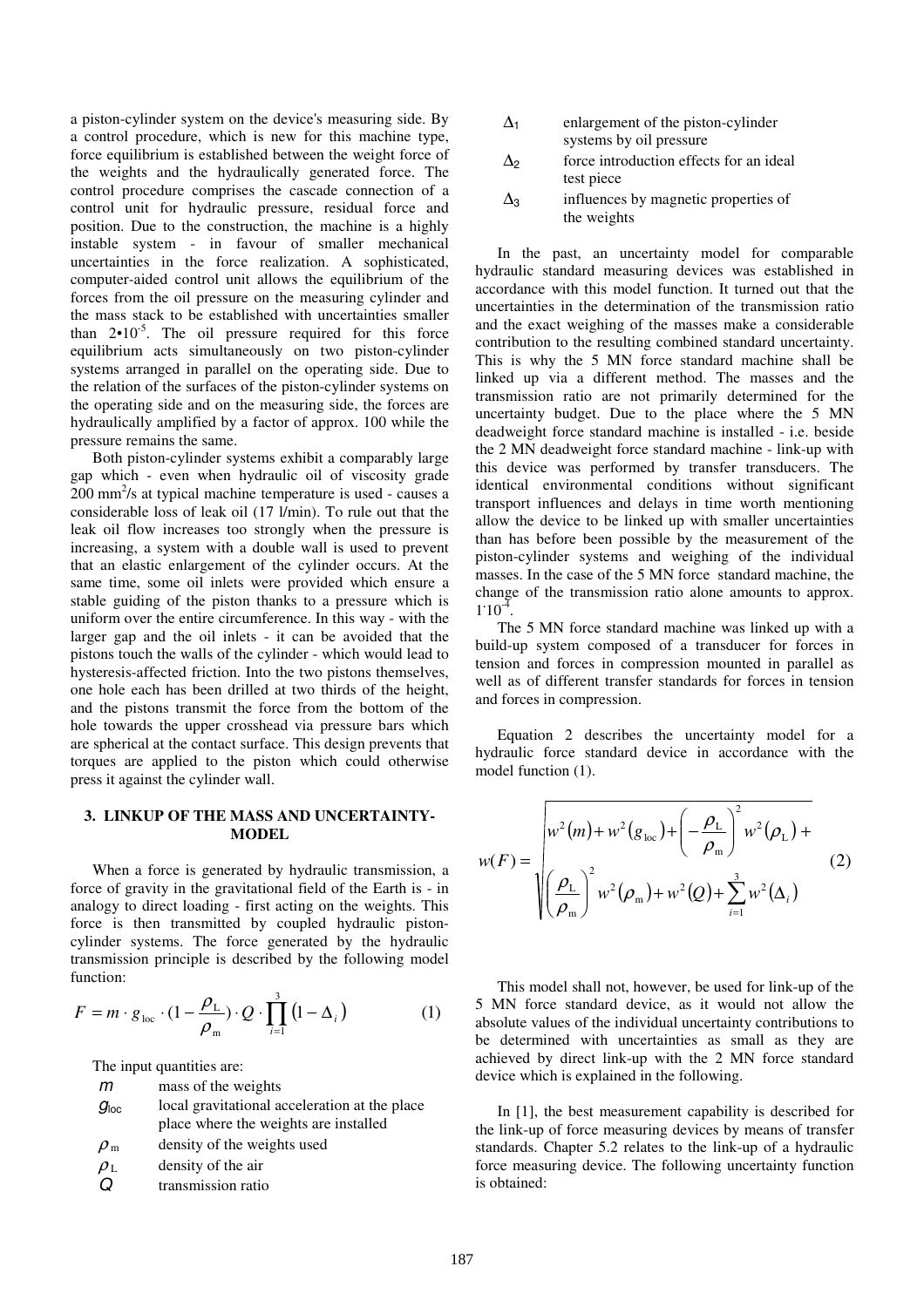a piston-cylinder system on the device's measuring side. By a control procedure, which is new for this machine type, force equilibrium is established between the weight force of the weights and the hydraulically generated force. The control procedure comprises the cascade connection of a control unit for hydraulic pressure, residual force and position. Due to the construction, the machine is a highly instable system - in favour of smaller mechanical uncertainties in the force realization. A sophisticated, computer-aided control unit allows the equilibrium of the forces from the oil pressure on the measuring cylinder and the mass stack to be established with uncertainties smaller than $2 \cdot 10^{-5}$. The oil pressure required for this force equilibrium acts simultaneously on two piston-cylinder systems arranged in parallel on the operating side. Due to the relation of the surfaces of the piston-cylinder systems on the operating side and on the measuring side, the forces are hydraulically amplified by a factor of approx. 100 while the pressure remains the same.

Both piston-cylinder systems exhibit a comparably large gap which - even when hydraulic oil of viscosity grade 200 $mm^2/s$ at typical machine temperature is used - causes a considerable loss of leak oil (17 l/min). To rule out that the leak oil flow increases too strongly when the pressure is increasing, a system with a double wall is used to prevent that an elastic enlargement of the cylinder occurs. At the same time, some oil inlets were provided which ensure a stable guiding of the piston thanks to a pressure which is uniform over the entire circumference. In this way - with the larger gap and the oil inlets - it can be avoided that the pistons touch the walls of the cylinder - which would lead to hysteresis-affected friction. Into the two pistons themselves, one hole each has been drilled at two thirds of the height, and the pistons transmit the force from the bottom of the hole towards the upper crosshead via pressure bars which are spherical at the contact surface. This design prevents that torques are applied to the piston which could otherwise press it against the cylinder wall.

## 3. LINKUP OF THE MASS AND UNCERTAINTY-MODEL

When a force is generated by hydraulic transmission, a force of gravity in the gravitational field of the Earth is - in analogy to direct loading - first acting on the weights. This force is then transmitted by coupled hydraulic piston-cylinder systems. The force generated by the hydraulic transmission principle is described by the following model function:

$$F = m \cdot g_{\mathrm{loc}} \cdot \left(1 - \frac{\rho_{\mathrm{L}}}{\rho_{\mathrm{m}}}\right) \cdot Q \cdot \prod_{i=1}^{3} \left(1 - \Delta_i\right) \tag{1}$$

The input quantities are:

- $m$ mass of the weights
- $g_{\mathrm{loc}}$ local gravitational acceleration at the place place where the weights are installed
- $\rho_{\mathrm{m}}$ density of the weights used
- $\rho_{\mathrm{L}}$ density of the air
- $Q$ transmission ratio
- $\Delta_1$ enlargement of the piston-cylinder systems by oil pressure
- $\Delta_2$ force introduction effects for an ideal test piece
- $\Delta_3$ influences by magnetic properties of the weights

In the past, an uncertainty model for comparable hydraulic standard measuring devices was established in accordance with this model function. It turned out that the uncertainties in the determination of the transmission ratio and the exact weighing of the masses make a considerable contribution to the resulting combined standard uncertainty. This is why the 5 MN force standard machine shall be linked up via a different method. The masses and the transmission ratio are not primarily determined for the uncertainty budget. Due to the place where the 5 MN deadweight force standard machine is installed - i.e. beside the 2 MN deadweight force standard machine - link-up with this device was performed by transfer transducers. The identical environmental conditions without significant transport influences and delays in time worth mentioning allow the device to be linked up with smaller uncertainties than has before been possible by the measurement of the piston-cylinder systems and weighing of the individual masses. In the case of the 5 MN force standard machine, the change of the transmission ratio alone amounts to approx. $1 \cdot 10^{-4}$.

The 5 MN force standard machine was linked up with a build-up system composed of a transducer for forces in tension and forces in compression mounted in parallel as well as of different transfer standards for forces in tension and forces in compression.

Equation 2 describes the uncertainty model for a hydraulic force standard device in accordance with the model function (1).

$$w(F) = \sqrt{w^2(m) + w^2(g_{\mathrm{loc}}) + \left(-\frac{\rho_{\mathrm{L}}}{\rho_{\mathrm{m}}}\right)^2 w^2(\rho_{\mathrm{L}}) + \left(\frac{\rho_{\mathrm{L}}}{\rho_{\mathrm{m}}}\right)^2 w^2(\rho_{\mathrm{m}}) + w^2(Q) + \sum_{i=1}^{3} w^2(\Delta_i)} \tag{2}$$

This model shall not, however, be used for link-up of the 5 MN force standard device, as it would not allow the absolute values of the individual uncertainty contributions to be determined with uncertainties as small as they are achieved by direct link-up with the 2 MN force standard device which is explained in the following.

In [1], the best measurement capability is described for the link-up of force measuring devices by means of transfer standards. Chapter 5.2 relates to the link-up of a hydraulic force measuring device. The following uncertainty function is obtained: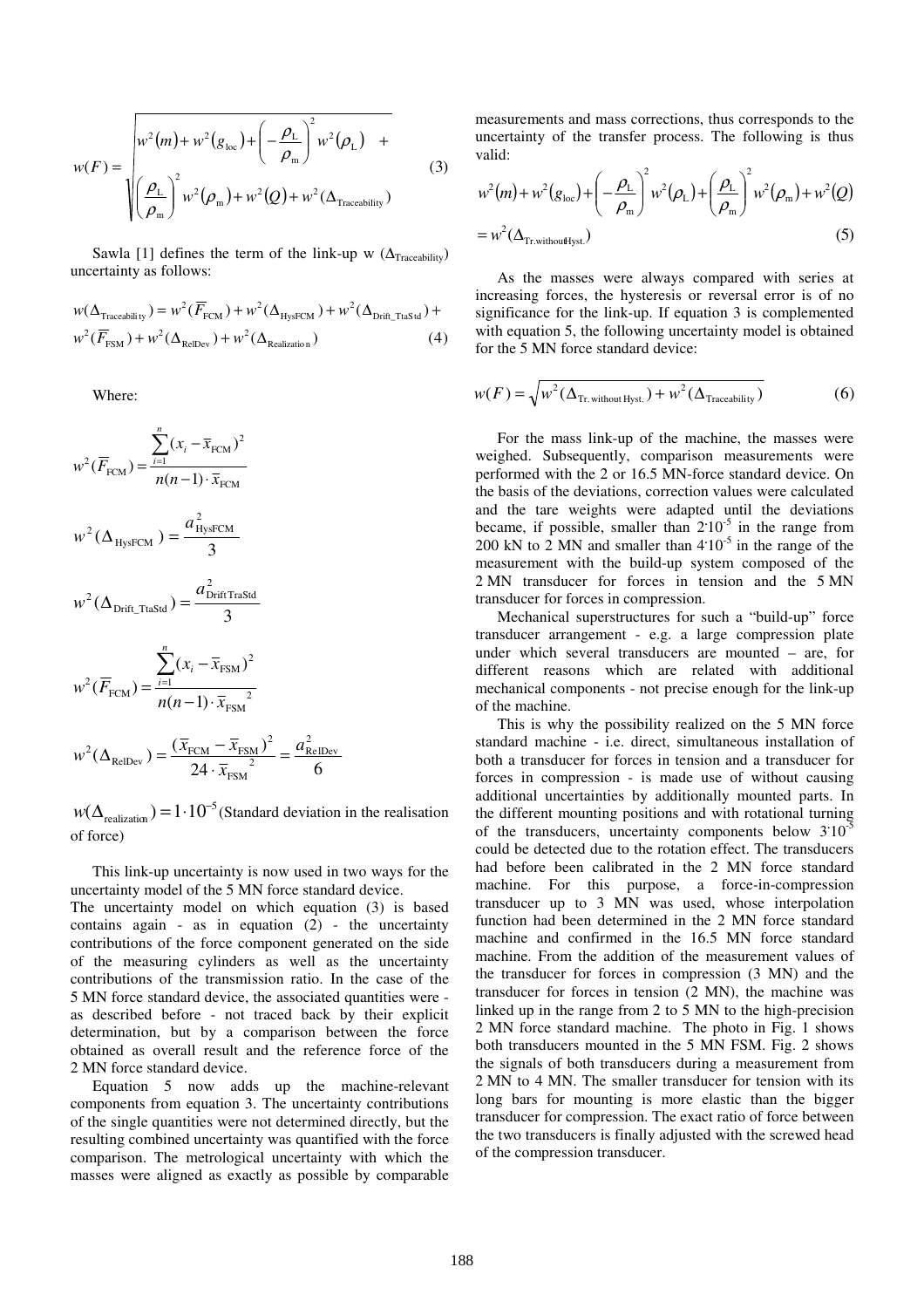$$w(F) = \sqrt{\begin{aligned} & w^2(m) + w^2(g_{\text{loc}}) + \left(-\frac{\rho_{\text{L}}}{\rho_{\text{m}}}\right)^2 w^2(\rho_{\text{L}}) \quad + \\ & \left(\frac{\rho_{\text{L}}}{\rho_{\text{m}}}\right)^2 w^2(\rho_{\text{m}}) + w^2(Q) + w^2(\Delta_{\text{Traceability}}) \end{aligned}} \tag{3}$$

Sawla [1] defines the term of the link-up w ($\Delta_{\text{Traceability}}$) uncertainty as follows:

$$\begin{aligned} w(\Delta_{\text{Traceability}}) = {} & w^2(\overline{F}_{\text{FCM}}) + w^2(\Delta_{\text{HysFCM}}) + w^2(\Delta_{\text{Drift\_TtaStd}}) + \\ & w^2(\overline{F}_{\text{FSM}}) + w^2(\Delta_{\text{RelDev}}) + w^2(\Delta_{\text{Realization}}) \end{aligned} \tag{4}$$

Where:

$$w^2(\overline{F}_{\text{FCM}}) = \frac{\sum_{i=1}^{n}(x_i - \overline{x}_{\text{FCM}})^2}{n(n-1)\cdot \overline{x}_{\text{FCM}}}$$

$$w^2(\Delta_{\text{HysFCM}}) = \frac{a^2_{\text{HysFCM}}}{3}$$

$$w^2(\Delta_{\text{Drift\_TtaStd}}) = \frac{a^2_{\text{DriftTraStd}}}{3}$$

$$w^2(\overline{F}_{\text{FCM}}) = \frac{\sum_{i=1}^{n}(x_i - \overline{x}_{\text{FSM}})^2}{n(n-1)\cdot \overline{x}_{\text{FSM}}^{\,2}}$$

$$w^2(\Delta_{\text{RelDev}}) = \frac{(\overline{x}_{\text{FCM}} - \overline{x}_{\text{FSM}})^2}{24\cdot \overline{x}_{\text{FSM}}^{\,2}} = \frac{a^2_{\text{RelDev}}}{6}$$

$w(\Delta_{\text{realization}}) = 1\cdot 10^{-5}$ (Standard deviation in the realisation of force)

This link-up uncertainty is now used in two ways for the uncertainty model of the 5 MN force standard device.

The uncertainty model on which equation (3) is based contains again - as in equation (2) - the uncertainty contributions of the force component generated on the side of the measuring cylinders as well as the uncertainty contributions of the transmission ratio. In the case of the 5 MN force standard device, the associated quantities were - as described before - not traced back by their explicit determination, but by a comparison between the force obtained as overall result and the reference force of the 2 MN force standard device.

Equation 5 now adds up the machine-relevant components from equation 3. The uncertainty contributions of the single quantities were not determined directly, but the resulting combined uncertainty was quantified with the force comparison. The metrological uncertainty with which the masses were aligned as exactly as possible by comparable measurements and mass corrections, thus corresponds to the uncertainty of the transfer process. The following is thus valid:

$$\begin{aligned} & w^2(m) + w^2(g_{\text{loc}}) + \left(-\frac{\rho_{\text{L}}}{\rho_{\text{m}}}\right)^2 w^2(\rho_{\text{L}}) + \left(\frac{\rho_{\text{L}}}{\rho_{\text{m}}}\right)^2 w^2(\rho_{\text{m}}) + w^2(Q) \\ & = w^2(\Delta_{\text{Tr.withoutHyst.}}) \end{aligned} \tag{5}$$

As the masses were always compared with series at increasing forces, the hysteresis or reversal error is of no significance for the link-up. If equation 3 is complemented with equation 5, the following uncertainty model is obtained for the 5 MN force standard device:

$$w(F) = \sqrt{w^2(\Delta_{\text{Tr. without Hyst.}}) + w^2(\Delta_{\text{Traceability}})} \tag{6}$$

For the mass link-up of the machine, the masses were weighed. Subsequently, comparison measurements were performed with the 2 or 16.5 MN-force standard device. On the basis of the deviations, correction values were calculated and the tare weights were adapted until the deviations became, if possible, smaller than $2\cdot 10^{-5}$ in the range from 200 kN to 2 MN and smaller than $4\cdot 10^{-5}$ in the range of the measurement with the build-up system composed of the 2 MN transducer for forces in tension and the 5 MN transducer for forces in compression.

Mechanical superstructures for such a “build-up” force transducer arrangement - e.g. a large compression plate under which several transducers are mounted – are, for different reasons which are related with additional mechanical components - not precise enough for the link-up of the machine.

This is why the possibility realized on the 5 MN force standard machine - i.e. direct, simultaneous installation of both a transducer for forces in tension and a transducer for forces in compression - is made use of without causing additional uncertainties by additionally mounted parts. In the different mounting positions and with rotational turning of the transducers, uncertainty components below $3\cdot 10^{-5}$ could be detected due to the rotation effect. The transducers had before been calibrated in the 2 MN force standard machine. For this purpose, a force-in-compression transducer up to 3 MN was used, whose interpolation function had been determined in the 2 MN force standard machine and confirmed in the 16.5 MN force standard machine. From the addition of the measurement values of the transducer for forces in compression (3 MN) and the transducer for forces in tension (2 MN), the machine was linked up in the range from 2 to 5 MN to the high-precision 2 MN force standard machine. The photo in Fig. 1 shows both transducers mounted in the 5 MN FSM. Fig. 2 shows the signals of both transducers during a measurement from 2 MN to 4 MN. The smaller transducer for tension with its long bars for mounting is more elastic than the bigger transducer for compression. The exact ratio of force between the two transducers is finally adjusted with the screwed head of the compression transducer.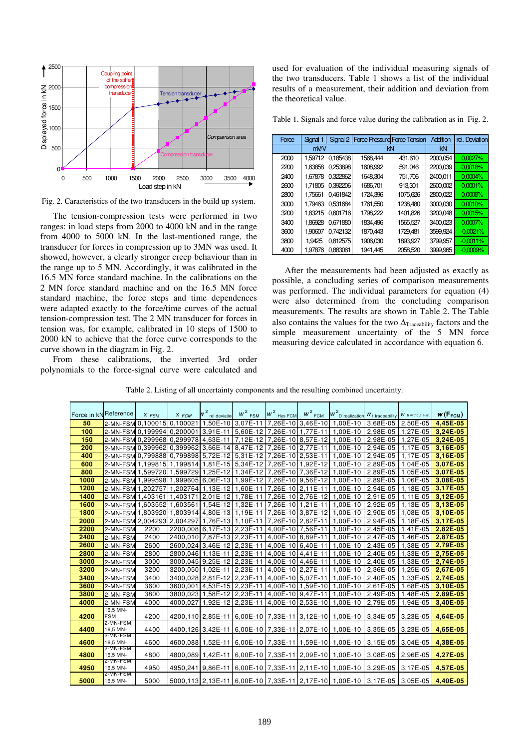Fig. 2. Caracteristics of the two transducers in the build up system.

The tension-compression tests were performed in two ranges: in load steps from 2000 to 4000 kN and in the range from 4000 to 5000 kN. In the last-mentioned range, the transducer for forces in compression up to 3MN was used. It showed, however, a clearly stronger creep behaviour than in the range up to 5 MN. Accordingly, it was calibrated in the 16.5 MN force standard machine. In the calibrations on the 2 MN force standard machine and on the 16.5 MN force standard machine, the force steps and time dependences were adapted exactly to the force/time curves of the actual tension-compression test. The 2 MN transducer for forces in tension was, for example, calibrated in 10 steps of 1500 to 2000 kN to achieve that the force curve corresponds to the curve shown in the diagram in Fig. 2.

From these calibrations, the inverted 3rd order polynomials to the force-signal curve were calculated and used for evaluation of the individual measuring signals of the two transducers. Table 1 shows a list of the individual results of a measurement, their addition and deviation from the theoretical value.

Table 1. Signals and force value during the calibration as in Fig. 2.

| Force | Signal 1 | Signal 2 | Force Pressure | Force Tension | Addition | rel. Deviation |
|---|---|---|---|---|---|---|
| | mV/V | | kN | | kN | |
| 2000 | 1,59712 | 0,185438 | 1568,444 | 431,610 | 2000,054 | 0,0027% |
| 2200 | 1,63858 | 0,253898 | 1608,992 | 591,046 | 2200,039 | 0,0018% |
| 2400 | 1,67878 | 0,322862 | 1648,304 | 751,706 | 2400,011 | 0,0004% |
| 2600 | 1,71805 | 0,392206 | 1686,701 | 913,301 | 2600,002 | 0,0001% |
| 2800 | 1,75661 | 0,461842 | 1724,396 | 1075,626 | 2800,022 | 0,0008% |
| 3000 | 1,79463 | 0,531684 | 1761,550 | 1238,480 | 3000,030 | 0,0010% |
| 3200 | 1,83215 | 0,601716 | 1798,222 | 1401,826 | 3200,048 | 0,0015% |
| 3400 | 1,86928 | 0,671880 | 1834,496 | 1565,527 | 3400,023 | 0,0007% |
| 3600 | 1,90607 | 0,742132 | 1870,443 | 1729,481 | 3599,924 | -0,0021% |
| 3800 | 1,9425 | 0,812575 | 1906,030 | 1893,927 | 3799,957 | -0,0011% |
| 4000 | 1,97876 | 0,883061 | 1941,445 | 2058,520 | 3999,965 | -0,0009% |

After the measurements had been adjusted as exactly as possible, a concluding series of comparison measurements was performed. The individual parameters for equation (4) were also determined from the concluding comparison measurements. The results are shown in Table 2. The Table also contains the values for the two $\Delta_{Traceability}$ factors and the simple measurement uncertainty of the 5 MN force measuring device calculated in accordance with equation 6.

Table 2. Listing of all uncertainty components and the resulting combined uncertainty.

| Force in kN | Reference | $x_{FSM}$ | $x_{FCM}$ | $w^2_{rel\ deviation}$ | $w^2_{FSM}$ | $w^2_{Hys\ FCM}$ | $w^2_{FCM}$ | $w^2_{D\ realization}$ | $w_{t\ traceability}$ | $w_{tr\ without\ Hyst.}$ | $w(F_{FCM})$ |
|---|---|---|---|---|---|---|---|---|---|---|---|
| **50** | 2-MN-FSM | 0,100015 | 0,100021 | 1,50E-10 | 3,07E-11 | 7,26E-10 | 3,46E-10 | 1,00E-10 | 3,68E-05 | 2,50E-05 | **4,45E-05** |
| **100** | 2-MN-FSM | 0,199994 | 0,200001 | 3,91E-11 | 5,60E-12 | 7,26E-10 | 1,77E-11 | 1,00E-10 | 2,98E-05 | 1,27E-05 | **3,24E-05** |
| **150** | 2-MN-FSM | 0,299968 | 0,299978 | 4,63E-11 | 7,12E-12 | 7,26E-10 | 8,57E-12 | 1,00E-10 | 2,98E-05 | 1,27E-05 | **3,24E-05** |
| **200** | 2-MN-FSM | 0,399962 | 0,399962 | 3,66E-14 | 8,47E-12 | 7,26E-10 | 2,77E-11 | 1,00E-10 | 2,94E-05 | 1,17E-05 | **3,16E-05** |
| **400** | 2-MN-FSM | 0,799888 | 0,799898 | 5,72E-12 | 5,31E-12 | 7,26E-10 | 2,53E-11 | 1,00E-10 | 2,94E-05 | 1,17E-05 | **3,16E-05** |
| **600** | 2-MN-FSM | 1,199815 | 1,199814 | 1,81E-15 | 5,34E-12 | 7,26E-10 | 1,92E-12 | 1,00E-10 | 2,89E-05 | 1,04E-05 | **3,07E-05** |
| **800** | 2-MN-FSM | 1,599720 | 1,599729 | 1,25E-12 | 1,34E-12 | 7,26E-10 | 7,36E-12 | 1,00E-10 | 2,89E-05 | 1,05E-05 | **3,07E-05** |
| **1000** | 2-MN-FSM | 1,999598 | 1,999605 | 6,06E-13 | 1,99E-12 | 7,26E-10 | 9,56E-12 | 1,00E-10 | 2,89E-05 | 1,06E-05 | **3,08E-05** |
| **1200** | 2-MN-FSM | 1,202757 | 1,202764 | 1,13E-12 | 1,60E-11 | 7,26E-10 | 2,11E-11 | 1,00E-10 | 2,94E-05 | 1,18E-05 | **3,17E-05** |
| **1400** | 2-MN-FSM | 1,403161 | 1,403171 | 2,01E-12 | 1,78E-11 | 7,26E-10 | 2,76E-12 | 1,00E-10 | 2,91E-05 | 1,11E-05 | **3,12E-05** |
| **1600** | 2-MN-FSM | 1,603552 | 1,603561 | 1,54E-12 | 1,32E-11 | 7,26E-10 | 1,21E-11 | 1,00E-10 | 2,92E-05 | 1,13E-05 | **3,13E-05** |
| **1800** | 2-MN-FSM | 1,803920 | 1,803914 | 4,80E-13 | 1,19E-11 | 7,26E-10 | 3,87E-12 | 1,00E-10 | 2,90E-05 | 1,08E-05 | **3,10E-05** |
| **2000** | 2-MN-FSM | 2,004293 | 2,004297 | 1,76E-13 | 1,10E-11 | 7,26E-10 | 2,82E-11 | 1,00E-10 | 2,94E-05 | 1,18E-05 | **3,17E-05** |
| **2200** | 2-MN-FSM | 2200 | 2200,008 | 6,17E-13 | 2,23E-11 | 4,00E-10 | 7,56E-11 | 1,00E-10 | 2,45E-05 | 1,41E-05 | **2,82E-05** |
| **2400** | 2-MN-FSM | 2400 | 2400,010 | 7,87E-13 | 2,23E-11 | 4,00E-10 | 8,89E-11 | 1,00E-10 | 2,47E-05 | 1,46E-05 | **2,87E-05** |
| **2600** | 2-MN-FSM | 2600 | 2600,024 | 3,46E-12 | 2,23E-11 | 4,00E-10 | 6,40E-11 | 1,00E-10 | 2,43E-05 | 1,38E-05 | **2,79E-05** |
| **2800** | 2-MN-FSM | 2800 | 2800,046 | 1,13E-11 | 2,23E-11 | 4,00E-10 | 4,41E-11 | 1,00E-10 | 2,40E-05 | 1,33E-05 | **2,75E-05** |
| **3000** | 2-MN-FSM | 3000 | 3000,045 | 9,25E-12 | 2,23E-11 | 4,00E-10 | 4,46E-11 | 1,00E-10 | 2,40E-05 | 1,33E-05 | **2,74E-05** |
| **3200** | 2-MN-FSM | 3200 | 3200,050 | 1,02E-11 | 2,23E-11 | 4,00E-10 | 2,27E-11 | 1,00E-10 | 2,36E-05 | 1,25E-05 | **2,67E-05** |
| **3400** | 2-MN-FSM | 3400 | 3400,028 | 2,81E-12 | 2,23E-11 | 4,00E-10 | 5,07E-11 | 1,00E-10 | 2,40E-05 | 1,33E-05 | **2,74E-05** |
| **3600** | 2-MN-FSM | 3600 | 3600,001 | 4,53E-15 | 2,23E-11 | 4,00E-10 | 1,59E-10 | 1,00E-10 | 2,61E-05 | 1,68E-05 | **3,10E-05** |
| **3800** | 2-MN-FSM | 3800 | 3800,023 | 1,58E-12 | 2,23E-11 | 4,00E-10 | 9,47E-11 | 1,00E-10 | 2,49E-05 | 1,48E-05 | **2,89E-05** |
| **4000** | 2-MN-FSM | 4000 | 4000,027 | 1,92E-12 | 2,23E-11 | 4,00E-10 | 2,53E-10 | 1,00E-10 | 2,79E-05 | 1,94E-05 | **3,40E-05** |
| **4200** | 16,5 MN-FSM | 4200 | 4200,110 | 2,85E-11 | 6,00E-10 | 7,33E-11 | 3,12E-10 | 1,00E-10 | 3,34E-05 | 3,23E-05 | **4,64E-05** |
| **4400** | 2-MN-FSM, 16,5 MN- | 4400 | 4400,126 | 3,42E-11 | 6,00E-10 | 7,33E-11 | 2,07E-11 | 1,00E-10 | 3,35E-05 | 3,23E-05 | **4,65E-05** |
| **4600** | 2-MN-FSM, 16,5 MN- | 4600 | 4600,088 | 1,52E-11 | 6,00E-10 | 7,33E-11 | 1,59E-10 | 1,00E-10 | 3,15E-05 | 3,04E-05 | **4,38E-05** |
| **4800** | 2-MN-FSM, 16,5 MN- | 4800 | 4800,089 | 1,42E-11 | 6,00E-10 | 7,33E-11 | 2,09E-10 | 1,00E-10 | 3,08E-05 | 2,96E-05 | **4,27E-05** |
| **4950** | 2-MN-FSM, 16,5 MN- | 4950 | 4950,241 | 9,86E-11 | 6,00E-10 | 7,33E-11 | 2,11E-10 | 1,00E-10 | 3,29E-05 | 3,17E-05 | **4,57E-05** |
| **5000** | 2-MN-FSM, 16,5 MN- | 5000 | 5000,113 | 2,13E-11 | 6,00E-10 | 7,33E-11 | 2,17E-10 | 1,00E-10 | 3,17E-05 | 3,05E-05 | **4,40E-05** |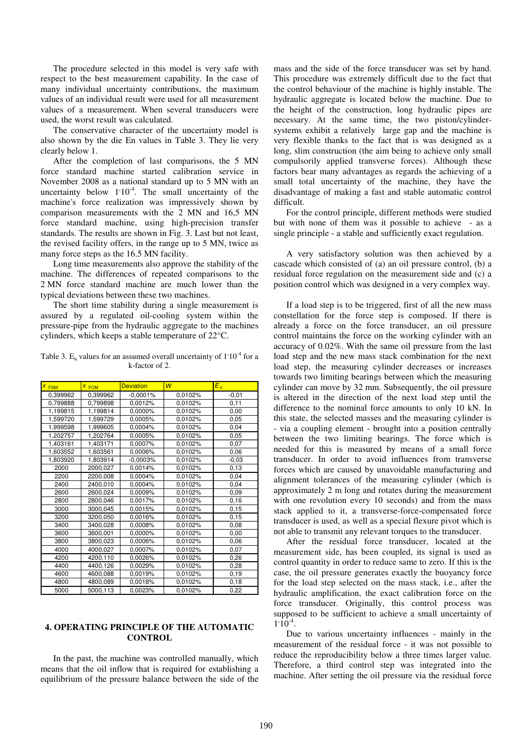The procedure selected in this model is very safe with respect to the best measurement capability. In the case of many individual uncertainty contributions, the maximum values of an individual result were used for all measurement values of a measurement. When several transducers were used, the worst result was calculated.

The conservative character of the uncertainty model is also shown by the die En values in Table 3. They lie very clearly below 1.

After the completion of last comparisons, the 5 MN force standard machine started calibration service in November 2008 as a national standard up to 5 MN with an uncertainty below $1 \cdot 10^{-4}$. The small uncertainty of the machine's force realization was impressively shown by comparison measurements with the 2 MN and 16,5 MN force standard machine, using high-precision transfer standards. The results are shown in Fig. 3. Last but not least, the revised facility offers, in the range up to 5 MN, twice as many force steps as the 16.5 MN facility.

Long time measurements also approve the stability of the machine. The differences of repeated comparisons to the 2 MN force standard machine are much lower than the typical deviations between these two machines.

The short time stability during a single measurement is assured by a regulated oil-cooling system within the pressure-pipe from the hydraulic aggregate to the machines cylinders, which keeps a stable temperature of 22°C.

Table 3. $E_n$ values for an assumed overall uncertainty of $1 \cdot 10^{-4}$ for a k-factor of 2.

| $x_{FSM}$ | $x_{FCM}$ | Deviation | $W$ | $E_n$ |
|---|---|---|---|---|
| 0,399962 | 0,399962 | -0,0001% | 0,0102% | -0,01 |
| 0,799888 | 0,799898 | 0,0012% | 0,0102% | 0,11 |
| 1,199815 | 1,199814 | 0,0000% | 0,0102% | 0,00 |
| 1,599720 | 1,599729 | 0,0005% | 0,0102% | 0,05 |
| 1,999598 | 1,999605 | 0,0004% | 0,0102% | 0,04 |
| 1,202757 | 1,202764 | 0,0005% | 0,0102% | 0,05 |
| 1,403161 | 1,403171 | 0,0007% | 0,0102% | 0,07 |
| 1,603552 | 1,603561 | 0,0006% | 0,0102% | 0,06 |
| 1,803920 | 1,803914 | -0,0003% | 0,0102% | -0,03 |
| 2000 | 2000,027 | 0,0014% | 0,0102% | 0,13 |
| 2200 | 2200,008 | 0,0004% | 0,0102% | 0,04 |
| 2400 | 2400,010 | 0,0004% | 0,0102% | 0,04 |
| 2600 | 2600,024 | 0,0009% | 0,0102% | 0,09 |
| 2800 | 2800,046 | 0,0017% | 0,0102% | 0,16 |
| 3000 | 3000,045 | 0,0015% | 0,0102% | 0,15 |
| 3200 | 3200,050 | 0,0016% | 0,0102% | 0,15 |
| 3400 | 3400,028 | 0,0008% | 0,0102% | 0,08 |
| 3600 | 3600,001 | 0,0000% | 0,0102% | 0,00 |
| 3800 | 3800,023 | 0,0006% | 0,0102% | 0,06 |
| 4000 | 4000,027 | 0,0007% | 0,0102% | 0,07 |
| 4200 | 4200,110 | 0,0026% | 0,0102% | 0,26 |
| 4400 | 4400,126 | 0,0029% | 0,0102% | 0,28 |
| 4600 | 4600,088 | 0,0019% | 0,0102% | 0,19 |
| 4800 | 4800,089 | 0,0018% | 0,0102% | 0,18 |
| 5000 | 5000,113 | 0,0023% | 0,0102% | 0,22 |

## 4. OPERATING PRINCIPLE OF THE AUTOMATIC CONTROL

In the past, the machine was controlled manually, which means that the oil inflow that is required for establishing a equilibrium of the pressure balance between the side of the mass and the side of the force transducer was set by hand. This procedure was extremely difficult due to the fact that the control behaviour of the machine is highly instable. The hydraulic aggregate is located below the machine. Due to the height of the construction, long hydraulic pipes are necessary. At the same time, the two piston/cylinder-systems exhibit a relatively large gap and the machine is very flexible thanks to the fact that is was designed as a long, slim construction (the aim being to achieve only small compulsorily applied transverse forces). Although these factors bear many advantages as regards the achieving of a small total uncertainty of the machine, they have the disadvantage of making a fast and stable automatic control difficult.

For the control principle, different methods were studied but with none of them was it possible to achieve - as a single principle - a stable and sufficiently exact regulation.

A very satisfactory solution was then achieved by a cascade which consisted of (a) an oil pressure control, (b) a residual force regulation on the measurement side and (c) a position control which was designed in a very complex way.

If a load step is to be triggered, first of all the new mass constellation for the force step is composed. If there is already a force on the force transducer, an oil pressure control maintains the force on the working cylinder with an accuracy of 0.02%. With the same oil pressure from the last load step and the new mass stack combination for the next load step, the measuring cylinder decreases or increases towards two limiting bearings between which the measuring cylinder can move by 32 mm. Subsequently, the oil pressure is altered in the direction of the next load step until the difference to the nominal force amounts to only 10 kN. In this state, the selected masses and the measuring cylinder is - via a coupling element - brought into a position centrally between the two limiting bearings. The force which is needed for this is measured by means of a small force transducer. In order to avoid influences from transverse forces which are caused by unavoidable manufacturing and alignment tolerances of the measuring cylinder (which is approximately 2 m long and rotates during the measurement with one revolution every 10 seconds) and from the mass stack applied to it, a transverse-force-compensated force transducer is used, as well as a special flexure pivot which is not able to transmit any relevant torques to the transducer.

After the residual force transducer, located at the measurement side, has been coupled, its signal is used as control quantity in order to reduce same to zero. If this is the case, the oil pressure generates exactly the buoyancy force for the load step selected on the mass stack, i.e., after the hydraulic amplification, the exact calibration force on the force transducer. Originally, this control process was supposed to be sufficient to achieve a small uncertainty of $1 \cdot 10^{-4}$.

Due to various uncertainty influences - mainly in the measurement of the residual force - it was not possible to reduce the reproducibility below a three times larger value. Therefore, a third control step was integrated into the machine. After setting the oil pressure via the residual force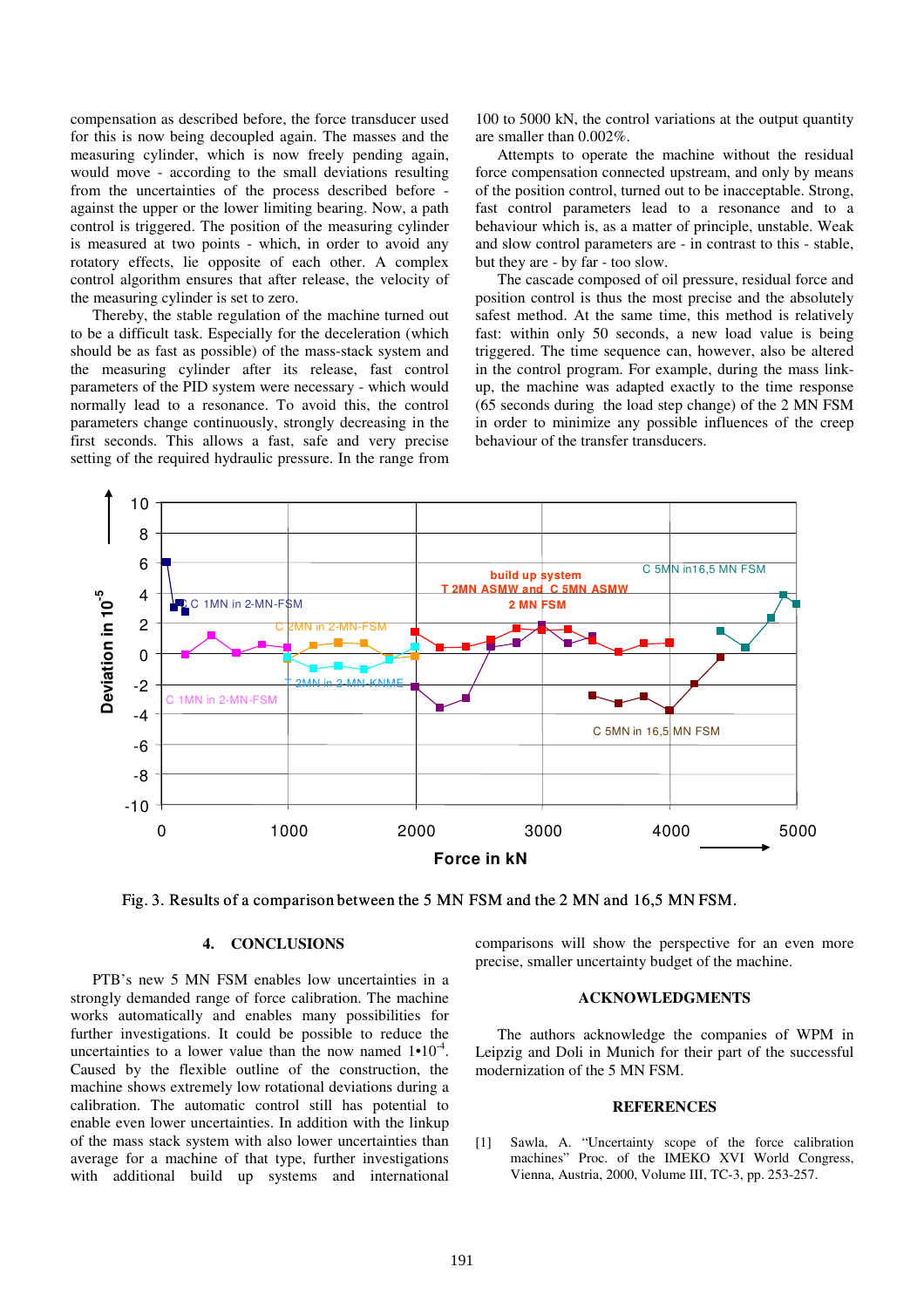compensation as described before, the force transducer used for this is now being decoupled again. The masses and the measuring cylinder, which is now freely pending again, would move - according to the small deviations resulting from the uncertainties of the process described before - against the upper or the lower limiting bearing. Now, a path control is triggered. The position of the measuring cylinder is measured at two points - which, in order to avoid any rotatory effects, lie opposite of each other. A complex control algorithm ensures that after release, the velocity of the measuring cylinder is set to zero.

Thereby, the stable regulation of the machine turned out to be a difficult task. Especially for the deceleration (which should be as fast as possible) of the mass-stack system and the measuring cylinder after its release, fast control parameters of the PID system were necessary - which would normally lead to a resonance. To avoid this, the control parameters change continuously, strongly decreasing in the first seconds. This allows a fast, safe and very precise setting of the required hydraulic pressure. In the range from 100 to 5000 kN, the control variations at the output quantity are smaller than 0.002%.

Attempts to operate the machine without the residual force compensation connected upstream, and only by means of the position control, turned out to be inacceptable. Strong, fast control parameters lead to a resonance and to a behaviour which is, as a matter of principle, unstable. Weak and slow control parameters are - in contrast to this - stable, but they are - by far - too slow.

The cascade composed of oil pressure, residual force and position control is thus the most precise and the absolutely safest method. At the same time, this method is relatively fast: within only 50 seconds, a new load value is being triggered. The time sequence can, however, also be altered in the control program. For example, during the mass link-up, the machine was adapted exactly to the time response (65 seconds during the load step change) of the 2 MN FSM in order to minimize any possible influences of the creep behaviour of the transfer transducers.

Deviation in $10^{-5}$
10
8
6
4
2
0
-2
-4
-6
-8
-10
0
1000
2000
3000
4000
5000
Force in kN
C 1MN in 2-MN-FSM
C 2MN in 2-MN-FSM
T 2MN in 2-MN-KNME
C 1MN in 2-MN-FSM
build up system
T 2MN ASMW and C 5MN ASMW
2 MN FSM
C 5MN in16,5 MN FSM
C 5MN in 16,5 MN FSM

Fig. 3. Results of a comparison between the 5 MN FSM and the 2 MN and 16,5 MN FSM.

## 4. CONCLUSIONS

PTB's new 5 MN FSM enables low uncertainties in a strongly demanded range of force calibration. The machine works automatically and enables many possibilities for further investigations. It could be possible to reduce the uncertainties to a lower value than the now named $1 \cdot 10^{-4}$. Caused by the flexible outline of the construction, the machine shows extremely low rotational deviations during a calibration. The automatic control still has potential to enable even lower uncertainties. In addition with the linkup of the mass stack system with also lower uncertainties than average for a machine of that type, further investigations with additional build up systems and international comparisons will show the perspective for an even more precise, smaller uncertainty budget of the machine.

## ACKNOWLEDGMENTS

The authors acknowledge the companies of WPM in Leipzig and Doli in Munich for their part of the successful modernization of the 5 MN FSM.

## REFERENCES

[1] Sawla, A. "Uncertainty scope of the force calibration machines" Proc. of the IMEKO XVI World Congress, Vienna, Austria, 2000, Volume III, TC-3, pp. 253-257.